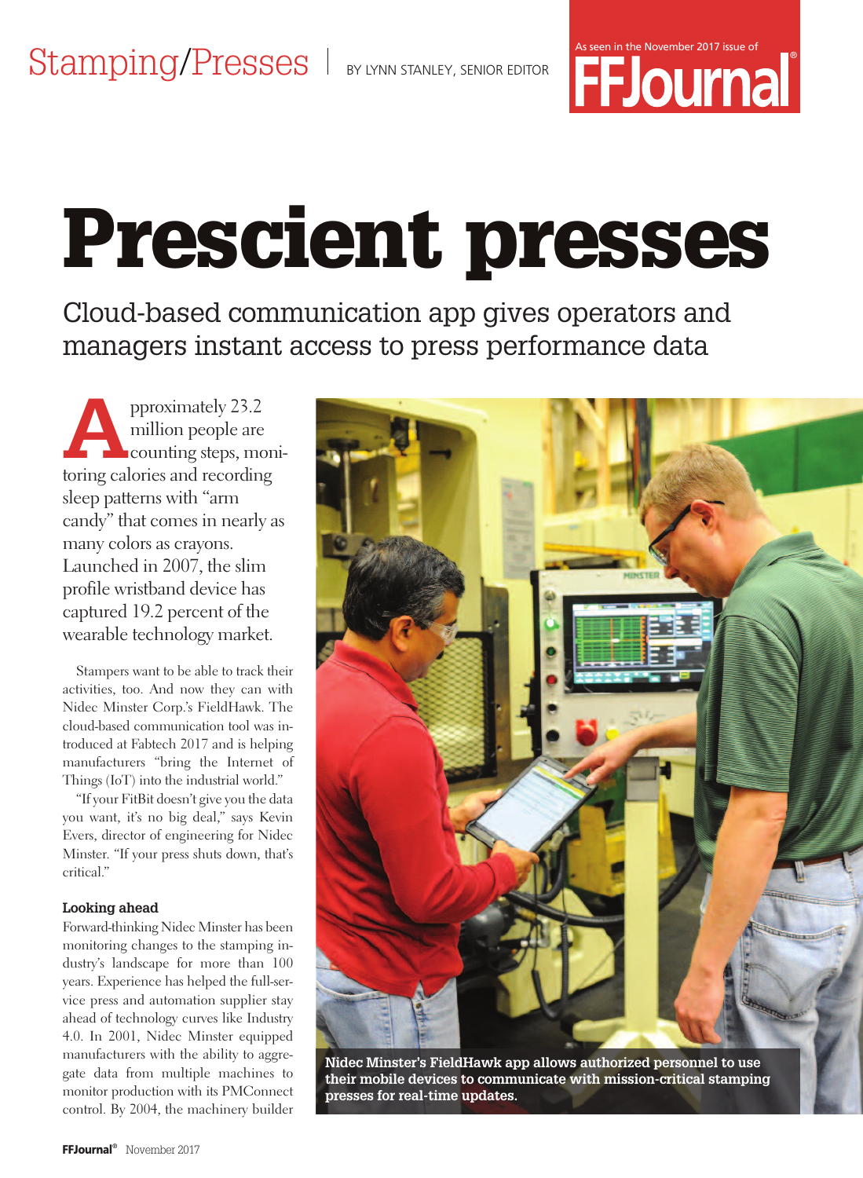Stamping/Presses | BY LYNN STANLEY, SENIOR EDITOR

As seen in the November 2017 issue of FFJournal®

# Prescient presses

## Cloud-based communication app gives operators and managers instant access to press performance data

Approximately 23.2 million people are counting steps, monitoring calories and recording sleep patterns with "arm candy" that comes in nearly as many colors as crayons. Launched in 2007, the slim profile wristband device has captured 19.2 percent of the wearable technology market.

Stampers want to be able to track their activities, too. And now they can with Nidec Minster Corp.'s FieldHawk. The cloud-based communication tool was introduced at Fabtech 2017 and is helping manufacturers "bring the Internet of Things (IoT) into the industrial world."

"If your FitBit doesn't give you the data you want, it's no big deal," says Kevin Evers, director of engineering for Nidec Minster. "If your press shuts down, that's critical."

### Looking ahead

Forward-thinking Nidec Minster has been monitoring changes to the stamping industry's landscape for more than 100 years. Experience has helped the full-service press and automation supplier stay ahead of technology curves like Industry 4.0. In 2001, Nidec Minster equipped manufacturers with the ability to aggregate data from multiple machines to monitor production with its PMConnect control. By 2004, the machinery builder

Nidec Minster's FieldHawk app allows authorized personnel to use their mobile devices to communicate with mission-critical stamping presses for real-time updates.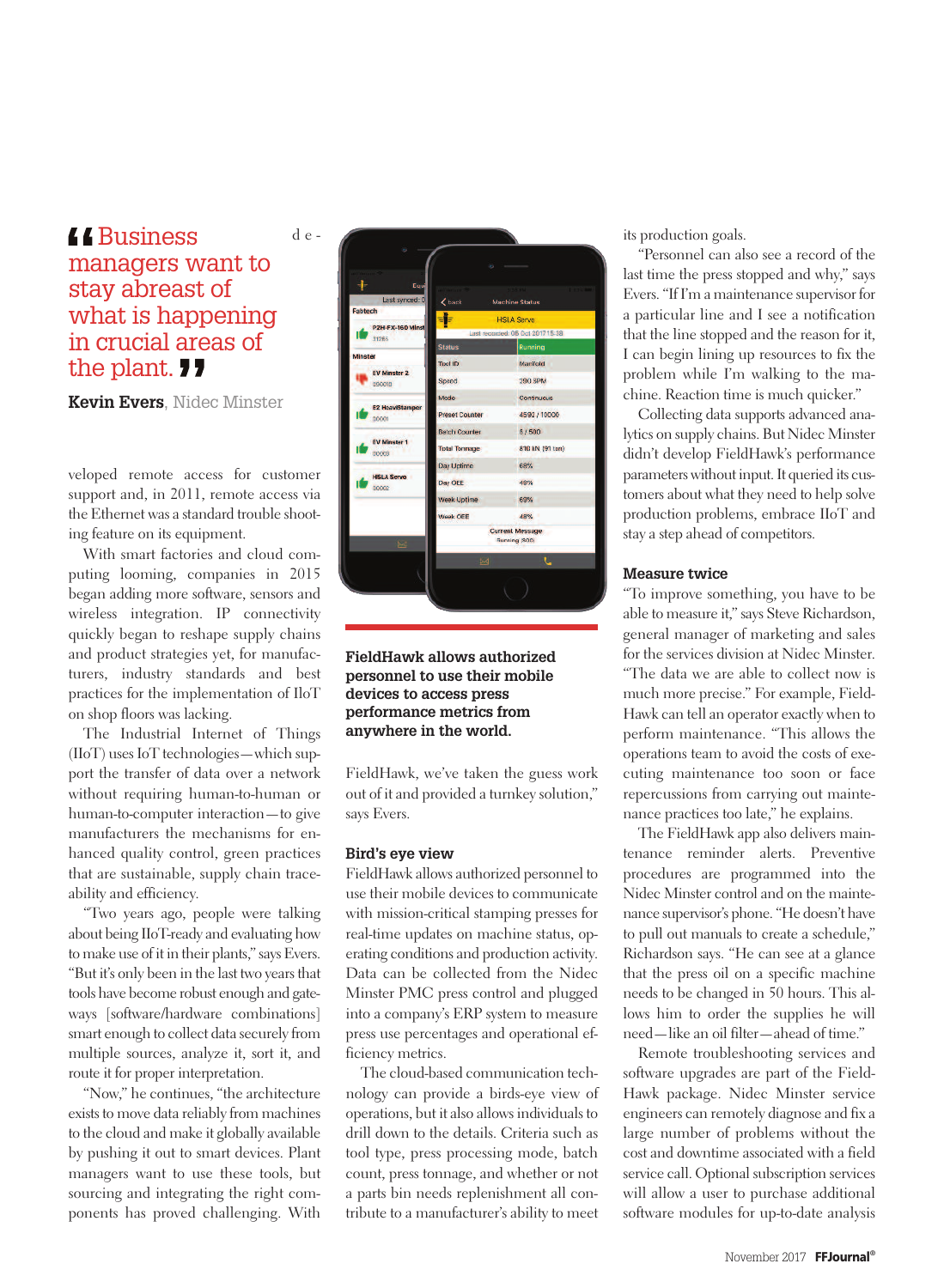> "Business managers want to stay abreast of what is happening in crucial areas of the plant."
>
> **Kevin Evers**, Nidec Minster

developed remote access for customer support and, in 2011, remote access via the Ethernet was a standard troubleshooting feature on its equipment.

With smart factories and cloud computing looming, companies in 2015 began adding more software, sensors and wireless integration. IP connectivity quickly began to reshape supply chains and product strategies yet, for manufacturers, industry standards and best practices for the implementation of IIoT on shop floors was lacking.

The Industrial Internet of Things (IIoT) uses IoT technologies—which support the transfer of data over a network without requiring human-to-human or human-to-computer interaction—to give manufacturers the mechanisms for enhanced quality control, green practices that are sustainable, supply chain traceability and efficiency.

"Two years ago, people were talking about being IIoT-ready and evaluating how to make use of it in their plants," says Evers. "But it's only been in the last two years that tools have become robust enough and gateways [software/hardware combinations] smart enough to collect data securely from multiple sources, analyze it, sort it, and route it for proper interpretation.

"Now," he continues, "the architecture exists to move data reliably from machines to the cloud and make it globally available by pushing it out to smart devices. Plant managers want to use these tools, but sourcing and integrating the right components has proved challenging. With FieldHawk, we've taken the guess work out of it and provided a turnkey solution," says Evers.

**FieldHawk allows authorized personnel to use their mobile devices to access press performance metrics from anywhere in the world.**

## Bird's eye view

FieldHawk allows authorized personnel to use their mobile devices to communicate with mission-critical stamping presses for real-time updates on machine status, operating conditions and production activity. Data can be collected from the Nidec Minster PMC press control and plugged into a company's ERP system to measure press use percentages and operational efficiency metrics.

The cloud-based communication technology can provide a birds-eye view of operations, but it also allows individuals to drill down to the details. Criteria such as tool type, press processing mode, batch count, press tonnage, and whether or not a parts bin needs replenishment all contribute to a manufacturer's ability to meet its production goals.

"Personnel can also see a record of the last time the press stopped and why," says Evers. "If I'm a maintenance supervisor for a particular line and I see a notification that the line stopped and the reason for it, I can begin lining up resources to fix the problem while I'm walking to the machine. Reaction time is much quicker."

Collecting data supports advanced analytics on supply chains. But Nidec Minster didn't develop FieldHawk's performance parameters without input. It queried its customers about what they need to help solve production problems, embrace IIoT and stay a step ahead of competitors.

## Measure twice

"To improve something, you have to be able to measure it," says Steve Richardson, general manager of marketing and sales for the services division at Nidec Minster. "The data we are able to collect now is much more precise." For example, FieldHawk can tell an operator exactly when to perform maintenance. "This allows the operations team to avoid the costs of executing maintenance too soon or face repercussions from carrying out maintenance practices too late," he explains.

The FieldHawk app also delivers maintenance reminder alerts. Preventive procedures are programmed into the Nidec Minster control and on the maintenance supervisor's phone. "He doesn't have to pull out manuals to create a schedule," Richardson says. "He can see at a glance that the press oil on a specific machine needs to be changed in 50 hours. This allows him to order the supplies he will need—like an oil filter—ahead of time."

Remote troubleshooting services and software upgrades are part of the FieldHawk package. Nidec Minster service engineers can remotely diagnose and fix a large number of problems without the cost and downtime associated with a field service call. Optional subscription services will allow a user to purchase additional software modules for up-to-date analysis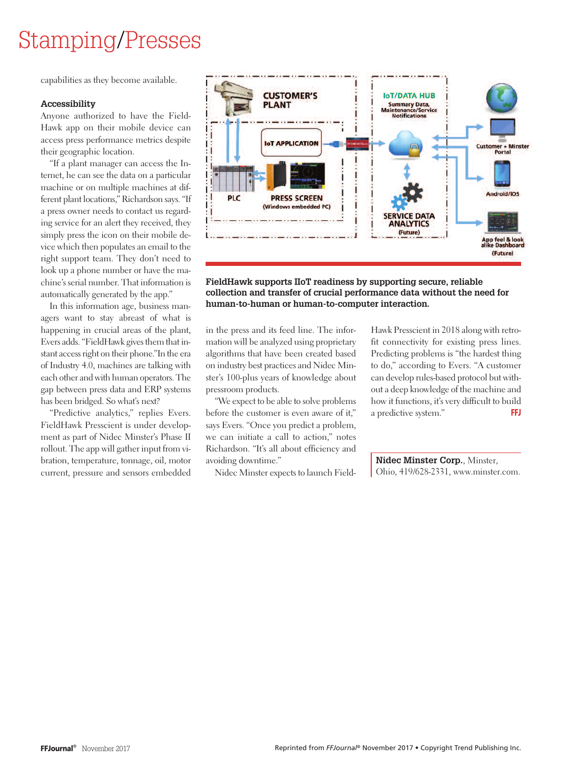capabilities as they become available.

### Accessibility

Anyone authorized to have the FieldHawk app on their mobile device can access press performance metrics despite their geographic location.

"If a plant manager can access the Internet, he can see the data on a particular machine or on multiple machines at different plant locations," Richardson says. "If a press owner needs to contact us regarding service for an alert they received, they simply press the icon on their mobile device which then populates an email to the right support team. They don't need to look up a phone number or have the machine's serial number. That information is automatically generated by the app."

In this information age, business managers want to stay abreast of what is happening in crucial areas of the plant, Evers adds. "FieldHawk gives them that instant access right on their phone."In the era of Industry 4.0, machines are talking with each other and with human operators. The gap between press data and ERP systems has been bridged. So what's next?

"Predictive analytics," replies Evers. FieldHawk Presscient is under development as part of Nidec Minster's Phase II rollout. The app will gather input from vibration, temperature, tonnage, oil, motor current, pressure and sensors embedded in the press and its feed line. The information will be analyzed using proprietary algorithms that have been created based on industry best practices and Nidec Minster's 100-plus years of knowledge about pressroom products.

"We expect to be able to solve problems before the customer is even aware of it," says Evers. "Once you predict a problem, we can initiate a call to action," notes Richardson. "It's all about efficiency and avoiding downtime."

Nidec Minster expects to launch FieldHawk Presscient in 2018 along with retrofit connectivity for existing press lines. Predicting problems is "the hardest thing to do," according to Evers. "A customer can develop rules-based protocol but without a deep knowledge of the machine and how it functions, it's very difficult to build a predictive system." **FFJ**

CUSTOMER'S PLANT
IoT APPLICATION
PLC
PRESS SCREEN (Windows embedded PC)
IoT/DATA HUB
Summary Data, Maintenance/Service Notifications
SERVICE DATA ANALYTICS (Future)
Customer + Minster Portal
Android/iOS
App feel & look alike Dashboard (Future)

**FieldHawk supports IIoT readiness by supporting secure, reliable collection and transfer of crucial performance data without the need for human-to-human or human-to-computer interaction.**

**Nidec Minster Corp.**, Minster, Ohio, 419/628-2331, www.minster.com.